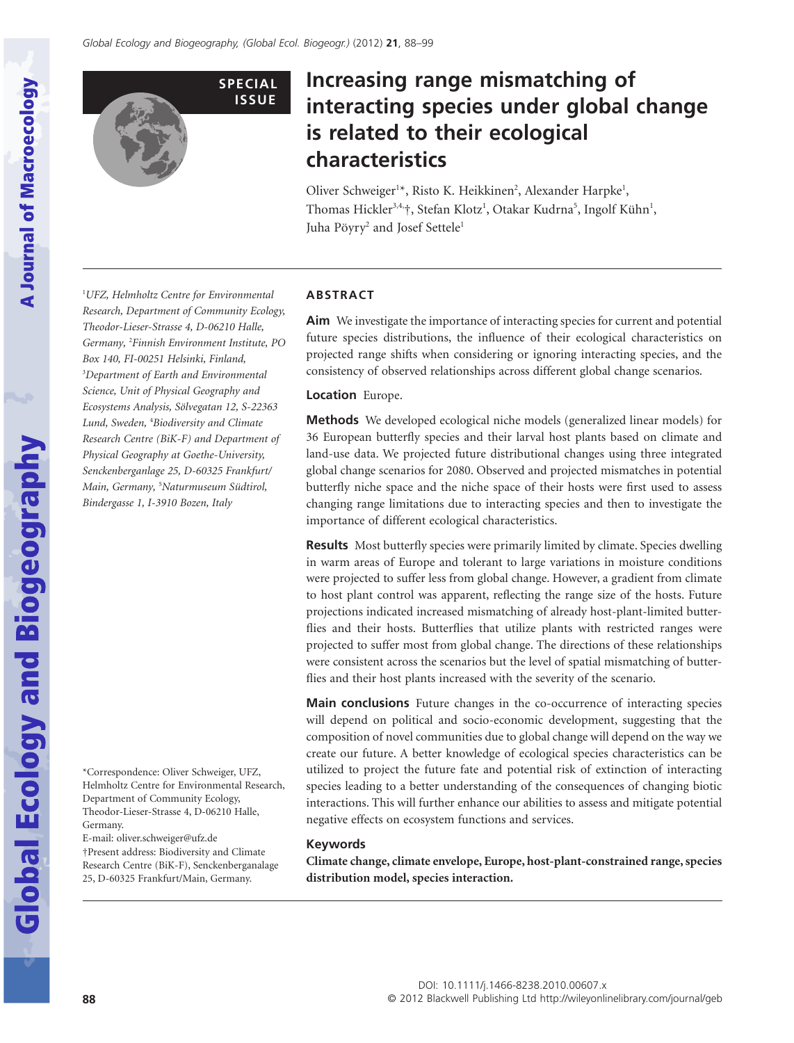SPECIAL ISSUE

# Increasing range mismatching of interacting species under global change is related to their ecological characteristics

Oliver Schweiger[1]*, Risto K. Heikkinen[2], Alexander Harpke[1], Thomas Hickler[3,4,†], Stefan Klotz[1], Otakar Kudrna[5], Ingolf Kühn[1], Juha Pöyry[2] and Josef Settele[1]

[1]*UFZ, Helmholtz Centre for Environmental Research, Department of Community Ecology, Theodor-Lieser-Strasse 4, D-06210 Halle, Germany,* [2]*Finnish Environment Institute, PO Box 140, FI-00251 Helsinki, Finland,* [3]*Department of Earth and Environmental Science, Unit of Physical Geography and Ecosystems Analysis, Sölvegatan 12, S-22363 Lund, Sweden,* [4]*Biodiversity and Climate Research Centre (BiK-F) and Department of Physical Geography at Goethe-University, Senckenberganlage 25, D-60325 Frankfurt/Main, Germany,* [5]*Naturmuseum Südtirol, Bindergasse 1, I-3910 Bozen, Italy*

*Correspondence: Oliver Schweiger, UFZ, Helmholtz Centre for Environmental Research, Department of Community Ecology, Theodor-Lieser-Strasse 4, D-06210 Halle, Germany.
E-mail: oliver.schweiger@ufz.de
†Present address: Biodiversity and Climate Research Centre (BiK-F), Senckenberganlage 25, D-60325 Frankfurt/Main, Germany.

## ABSTRACT

**Aim** We investigate the importance of interacting species for current and potential future species distributions, the influence of their ecological characteristics on projected range shifts when considering or ignoring interacting species, and the consistency of observed relationships across different global change scenarios.

**Location** Europe.

**Methods** We developed ecological niche models (generalized linear models) for 36 European butterfly species and their larval host plants based on climate and land-use data. We projected future distributional changes using three integrated global change scenarios for 2080. Observed and projected mismatches in potential butterfly niche space and the niche space of their hosts were first used to assess changing range limitations due to interacting species and then to investigate the importance of different ecological characteristics.

**Results** Most butterfly species were primarily limited by climate. Species dwelling in warm areas of Europe and tolerant to large variations in moisture conditions were projected to suffer less from global change. However, a gradient from climate to host plant control was apparent, reflecting the range size of the hosts. Future projections indicated increased mismatching of already host-plant-limited butterflies and their hosts. Butterflies that utilize plants with restricted ranges were projected to suffer most from global change. The directions of these relationships were consistent across the scenarios but the level of spatial mismatching of butterflies and their host plants increased with the severity of the scenario.

**Main conclusions** Future changes in the co-occurrence of interacting species will depend on political and socio-economic development, suggesting that the composition of novel communities due to global change will depend on the way we create our future. A better knowledge of ecological species characteristics can be utilized to project the future fate and potential risk of extinction of interacting species leading to a better understanding of the consequences of changing biotic interactions. This will further enhance our abilities to assess and mitigate potential negative effects on ecosystem functions and services.

### Keywords

**Climate change, climate envelope, Europe, host-plant-constrained range, species distribution model, species interaction.**

DOI: 10.1111/j.1466-8238.2010.00607.x
© 2012 Blackwell Publishing Ltd http://wileyonlinelibrary.com/journal/geb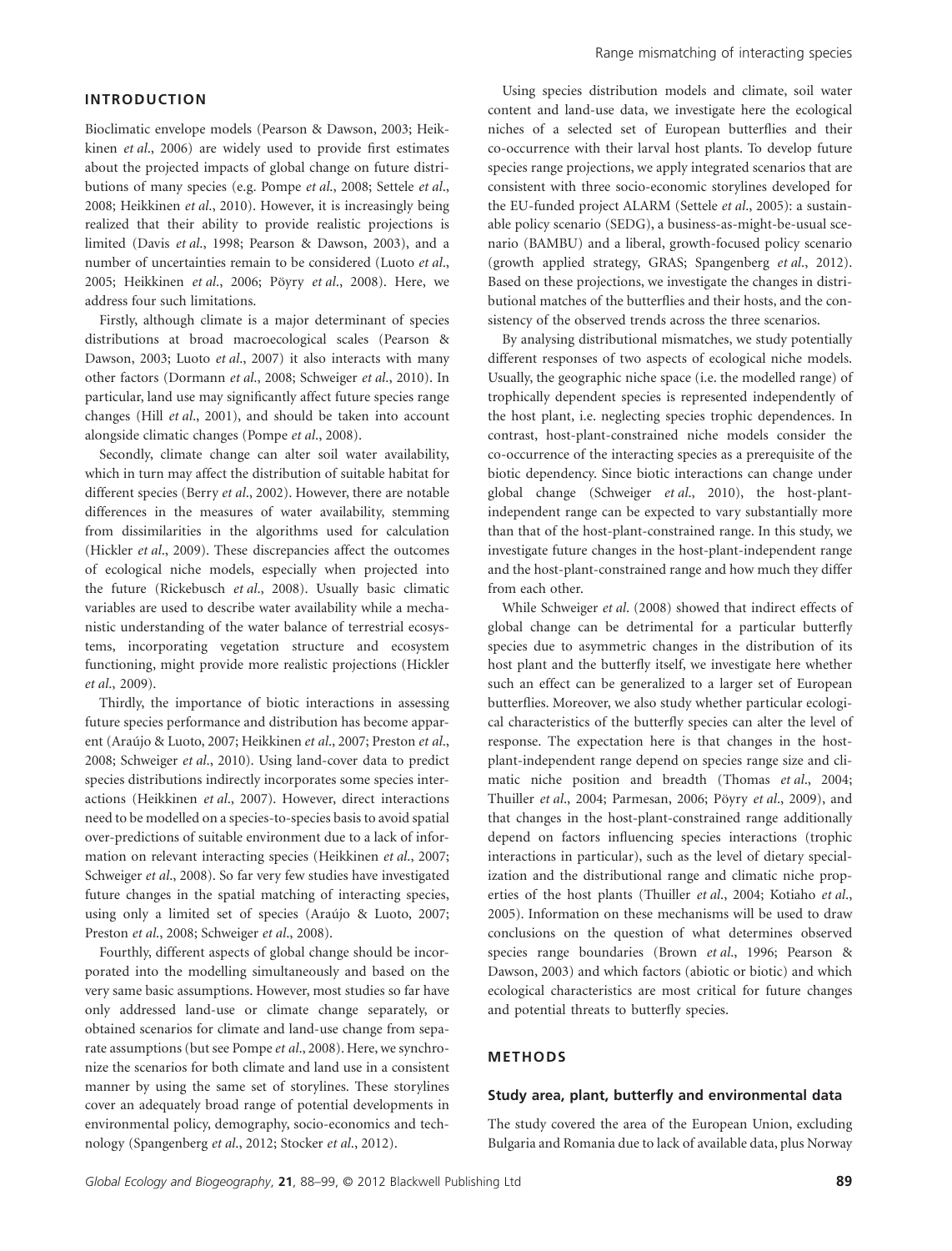## INTRODUCTION

Bioclimatic envelope models (Pearson & Dawson, 2003; Heikkinen *et al*., 2006) are widely used to provide first estimates about the projected impacts of global change on future distributions of many species (e.g. Pompe *et al*., 2008; Settele *et al*., 2008; Heikkinen *et al*., 2010). However, it is increasingly being realized that their ability to provide realistic projections is limited (Davis *et al*., 1998; Pearson & Dawson, 2003), and a number of uncertainties remain to be considered (Luoto *et al*., 2005; Heikkinen *et al*., 2006; Pöyry *et al*., 2008). Here, we address four such limitations.

Firstly, although climate is a major determinant of species distributions at broad macroecological scales (Pearson & Dawson, 2003; Luoto *et al*., 2007) it also interacts with many other factors (Dormann *et al*., 2008; Schweiger *et al*., 2010). In particular, land use may significantly affect future species range changes (Hill *et al*., 2001), and should be taken into account alongside climatic changes (Pompe *et al*., 2008).

Secondly, climate change can alter soil water availability, which in turn may affect the distribution of suitable habitat for different species (Berry *et al*., 2002). However, there are notable differences in the measures of water availability, stemming from dissimilarities in the algorithms used for calculation (Hickler *et al*., 2009). These discrepancies affect the outcomes of ecological niche models, especially when projected into the future (Rickebusch *et al*., 2008). Usually basic climatic variables are used to describe water availability while a mechanistic understanding of the water balance of terrestrial ecosystems, incorporating vegetation structure and ecosystem functioning, might provide more realistic projections (Hickler *et al*., 2009).

Thirdly, the importance of biotic interactions in assessing future species performance and distribution has become apparent (Araújo & Luoto, 2007; Heikkinen *et al*., 2007; Preston *et al*., 2008; Schweiger *et al*., 2010). Using land-cover data to predict species distributions indirectly incorporates some species interactions (Heikkinen *et al*., 2007). However, direct interactions need to be modelled on a species-to-species basis to avoid spatial over-predictions of suitable environment due to a lack of information on relevant interacting species (Heikkinen *et al*., 2007; Schweiger *et al*., 2008). So far very few studies have investigated future changes in the spatial matching of interacting species, using only a limited set of species (Araújo & Luoto, 2007; Preston *et al*., 2008; Schweiger *et al*., 2008).

Fourthly, different aspects of global change should be incorporated into the modelling simultaneously and based on the very same basic assumptions. However, most studies so far have only addressed land-use or climate change separately, or obtained scenarios for climate and land-use change from separate assumptions (but see Pompe *et al*., 2008). Here, we synchronize the scenarios for both climate and land use in a consistent manner by using the same set of storylines. These storylines cover an adequately broad range of potential developments in environmental policy, demography, socio-economics and technology (Spangenberg *et al*., 2012; Stocker *et al*., 2012).

Using species distribution models and climate, soil water content and land-use data, we investigate here the ecological niches of a selected set of European butterflies and their co-occurrence with their larval host plants. To develop future species range projections, we apply integrated scenarios that are consistent with three socio-economic storylines developed for the EU-funded project ALARM (Settele *et al*., 2005): a sustainable policy scenario (SEDG), a business-as-might-be-usual scenario (BAMBU) and a liberal, growth-focused policy scenario (growth applied strategy, GRAS; Spangenberg *et al*., 2012). Based on these projections, we investigate the changes in distributional matches of the butterflies and their hosts, and the consistency of the observed trends across the three scenarios.

By analysing distributional mismatches, we study potentially different responses of two aspects of ecological niche models. Usually, the geographic niche space (i.e. the modelled range) of trophically dependent species is represented independently of the host plant, i.e. neglecting species trophic dependences. In contrast, host-plant-constrained niche models consider the co-occurrence of the interacting species as a prerequisite of the biotic dependency. Since biotic interactions can change under global change (Schweiger *et al*., 2010), the host-plant-independent range can be expected to vary substantially more than that of the host-plant-constrained range. In this study, we investigate future changes in the host-plant-independent range and the host-plant-constrained range and how much they differ from each other.

While Schweiger *et al*. (2008) showed that indirect effects of global change can be detrimental for a particular butterfly species due to asymmetric changes in the distribution of its host plant and the butterfly itself, we investigate here whether such an effect can be generalized to a larger set of European butterflies. Moreover, we also study whether particular ecological characteristics of the butterfly species can alter the level of response. The expectation here is that changes in the host-plant-independent range depend on species range size and climatic niche position and breadth (Thomas *et al*., 2004; Thuiller *et al*., 2004; Parmesan, 2006; Pöyry *et al*., 2009), and that changes in the host-plant-constrained range additionally depend on factors influencing species interactions (trophic interactions in particular), such as the level of dietary specialization and the distributional range and climatic niche properties of the host plants (Thuiller *et al*., 2004; Kotiaho *et al*., 2005). Information on these mechanisms will be used to draw conclusions on the question of what determines observed species range boundaries (Brown *et al*., 1996; Pearson & Dawson, 2003) and which factors (abiotic or biotic) and which ecological characteristics are most critical for future changes and potential threats to butterfly species.

## METHODS

### Study area, plant, butterfly and environmental data

The study covered the area of the European Union, excluding Bulgaria and Romania due to lack of available data, plus Norway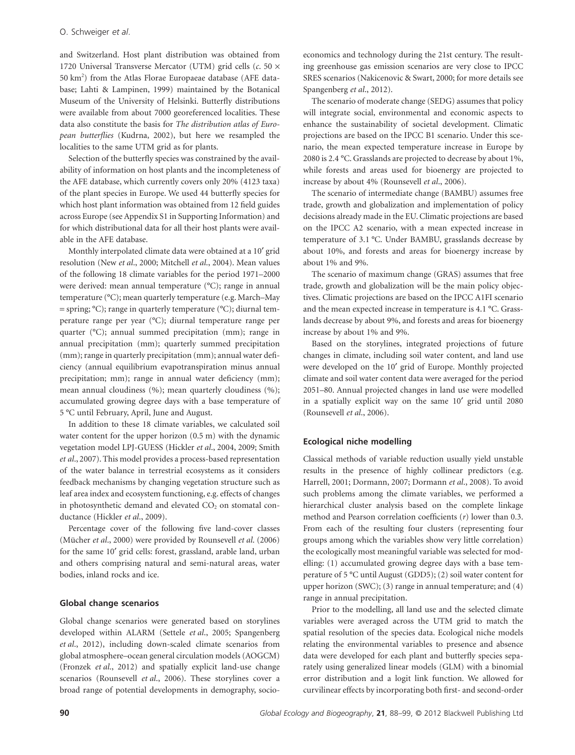and Switzerland. Host plant distribution was obtained from 1720 Universal Transverse Mercator (UTM) grid cells (*c.* 50 × 50 km$^2$) from the Atlas Florae Europaeae database (AFE database; Lahti & Lampinen, 1999) maintained by the Botanical Museum of the University of Helsinki. Butterfly distributions were available from about 7000 georeferenced localities. These data also constitute the basis for *The distribution atlas of European butterflies* (Kudrna, 2002), but here we resampled the localities to the same UTM grid as for plants.

Selection of the butterfly species was constrained by the availability of information on host plants and the incompleteness of the AFE database, which currently covers only 20% (4123 taxa) of the plant species in Europe. We used 44 butterfly species for which host plant information was obtained from 12 field guides across Europe (see Appendix S1 in Supporting Information) and for which distributional data for all their host plants were available in the AFE database.

Monthly interpolated climate data were obtained at a 10′ grid resolution (New *et al.*, 2000; Mitchell *et al.*, 2004). Mean values of the following 18 climate variables for the period 1971–2000 were derived: mean annual temperature (°C); range in annual temperature (°C); mean quarterly temperature (e.g. March–May = spring; °C); range in quarterly temperature (°C); diurnal temperature range per year (°C); diurnal temperature range per quarter (°C); annual summed precipitation (mm); range in annual precipitation (mm); quarterly summed precipitation (mm); range in quarterly precipitation (mm); annual water deficiency (annual equilibrium evapotranspiration minus annual precipitation; mm); range in annual water deficiency (mm); mean annual cloudiness (%); mean quarterly cloudiness (%); accumulated growing degree days with a base temperature of 5 °C until February, April, June and August.

In addition to these 18 climate variables, we calculated soil water content for the upper horizon (0.5 m) with the dynamic vegetation model LPJ-GUESS (Hickler *et al.*, 2004, 2009; Smith *et al.*, 2007). This model provides a process-based representation of the water balance in terrestrial ecosystems as it considers feedback mechanisms by changing vegetation structure such as leaf area index and ecosystem functioning, e.g. effects of changes in photosynthetic demand and elevated $CO_2$ on stomatal conductance (Hickler *et al.*, 2009).

Percentage cover of the following five land-cover classes (Mücher *et al.*, 2000) were provided by Rounsevell *et al.* (2006) for the same 10′ grid cells: forest, grassland, arable land, urban and others comprising natural and semi-natural areas, water bodies, inland rocks and ice.

### Global change scenarios

Global change scenarios were generated based on storylines developed within ALARM (Settele *et al.*, 2005; Spangenberg *et al.*, 2012), including down-scaled climate scenarios from global atmosphere–ocean general circulation models (AOGCM) (Fronzek *et al.*, 2012) and spatially explicit land-use change scenarios (Rounsevell *et al.*, 2006). These storylines cover a broad range of potential developments in demography, socio-economics and technology during the 21st century. The resulting greenhouse gas emission scenarios are very close to IPCC SRES scenarios (Nakicenovic & Swart, 2000; for more details see Spangenberg *et al.*, 2012).

The scenario of moderate change (SEDG) assumes that policy will integrate social, environmental and economic aspects to enhance the sustainability of societal development. Climatic projections are based on the IPCC B1 scenario. Under this scenario, the mean expected temperature increase in Europe by 2080 is 2.4 °C. Grasslands are projected to decrease by about 1%, while forests and areas used for bioenergy are projected to increase by about 4% (Rounsevell *et al.*, 2006).

The scenario of intermediate change (BAMBU) assumes free trade, growth and globalization and implementation of policy decisions already made in the EU. Climatic projections are based on the IPCC A2 scenario, with a mean expected increase in temperature of 3.1 °C. Under BAMBU, grasslands decrease by about 10%, and forests and areas for bioenergy increase by about 1% and 9%.

The scenario of maximum change (GRAS) assumes that free trade, growth and globalization will be the main policy objectives. Climatic projections are based on the IPCC A1FI scenario and the mean expected increase in temperature is 4.1 °C. Grasslands decrease by about 9%, and forests and areas for bioenergy increase by about 1% and 9%.

Based on the storylines, integrated projections of future changes in climate, including soil water content, and land use were developed on the 10′ grid of Europe. Monthly projected climate and soil water content data were averaged for the period 2051–80. Annual projected changes in land use were modelled in a spatially explicit way on the same 10′ grid until 2080 (Rounsevell *et al.*, 2006).

### Ecological niche modelling

Classical methods of variable reduction usually yield unstable results in the presence of highly collinear predictors (e.g. Harrell, 2001; Dormann, 2007; Dormann *et al.*, 2008). To avoid such problems among the climate variables, we performed a hierarchical cluster analysis based on the complete linkage method and Pearson correlation coefficients ($r$) lower than 0.3. From each of the resulting four clusters (representing four groups among which the variables show very little correlation) the ecologically most meaningful variable was selected for modelling: (1) accumulated growing degree days with a base temperature of 5 °C until August (GDD5); (2) soil water content for upper horizon (SWC); (3) range in annual temperature; and (4) range in annual precipitation.

Prior to the modelling, all land use and the selected climate variables were averaged across the UTM grid to match the spatial resolution of the species data. Ecological niche models relating the environmental variables to presence and absence data were developed for each plant and butterfly species separately using generalized linear models (GLM) with a binomial error distribution and a logit link function. We allowed for curvilinear effects by incorporating both first- and second-order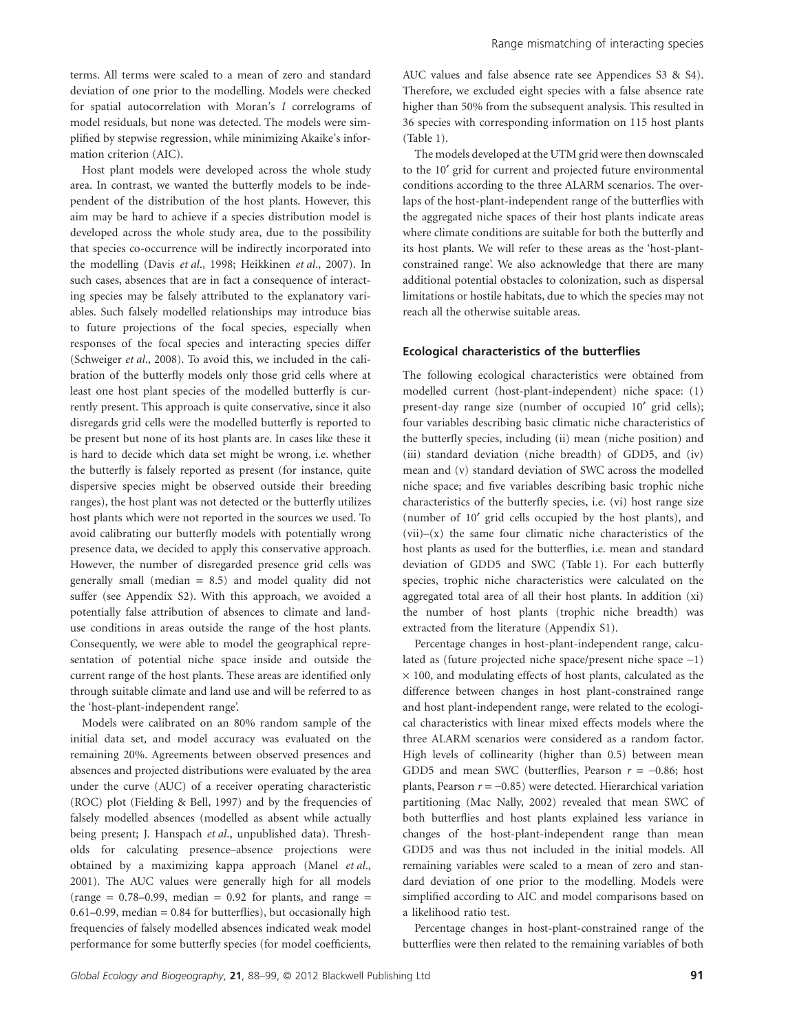terms. All terms were scaled to a mean of zero and standard deviation of one prior to the modelling. Models were checked for spatial autocorrelation with Moran's *I* correlograms of model residuals, but none was detected. The models were simplified by stepwise regression, while minimizing Akaike's information criterion (AIC).

Host plant models were developed across the whole study area. In contrast, we wanted the butterfly models to be independent of the distribution of the host plants. However, this aim may be hard to achieve if a species distribution model is developed across the whole study area, due to the possibility that species co-occurrence will be indirectly incorporated into the modelling (Davis *et al*., 1998; Heikkinen *et al*., 2007). In such cases, absences that are in fact a consequence of interacting species may be falsely attributed to the explanatory variables. Such falsely modelled relationships may introduce bias to future projections of the focal species, especially when responses of the focal species and interacting species differ (Schweiger *et al*., 2008). To avoid this, we included in the calibration of the butterfly models only those grid cells where at least one host plant species of the modelled butterfly is currently present. This approach is quite conservative, since it also disregards grid cells were the modelled butterfly is reported to be present but none of its host plants are. In cases like these it is hard to decide which data set might be wrong, i.e. whether the butterfly is falsely reported as present (for instance, quite dispersive species might be observed outside their breeding ranges), the host plant was not detected or the butterfly utilizes host plants which were not reported in the sources we used. To avoid calibrating our butterfly models with potentially wrong presence data, we decided to apply this conservative approach. However, the number of disregarded presence grid cells was generally small (median = 8.5) and model quality did not suffer (see Appendix S2). With this approach, we avoided a potentially false attribution of absences to climate and land-use conditions in areas outside the range of the host plants. Consequently, we were able to model the geographical representation of potential niche space inside and outside the current range of the host plants. These areas are identified only through suitable climate and land use and will be referred to as the 'host-plant-independent range'.

Models were calibrated on an 80% random sample of the initial data set, and model accuracy was evaluated on the remaining 20%. Agreements between observed presences and absences and projected distributions were evaluated by the area under the curve (AUC) of a receiver operating characteristic (ROC) plot (Fielding & Bell, 1997) and by the frequencies of falsely modelled absences (modelled as absent while actually being present; J. Hanspach *et al*., unpublished data). Thresholds for calculating presence–absence projections were obtained by a maximizing kappa approach (Manel *et al*., 2001). The AUC values were generally high for all models (range = 0.78–0.99, median = 0.92 for plants, and range = 0.61–0.99, median = 0.84 for butterflies), but occasionally high frequencies of falsely modelled absences indicated weak model performance for some butterfly species (for model coefficients, AUC values and false absence rate see Appendices S3 & S4). Therefore, we excluded eight species with a false absence rate higher than 50% from the subsequent analysis. This resulted in 36 species with corresponding information on 115 host plants (Table 1).

The models developed at the UTM grid were then downscaled to the 10′ grid for current and projected future environmental conditions according to the three ALARM scenarios. The overlaps of the host-plant-independent range of the butterflies with the aggregated niche spaces of their host plants indicate areas where climate conditions are suitable for both the butterfly and its host plants. We will refer to these areas as the 'host-plant-constrained range'. We also acknowledge that there are many additional potential obstacles to colonization, such as dispersal limitations or hostile habitats, due to which the species may not reach all the otherwise suitable areas.

### Ecological characteristics of the butterflies

The following ecological characteristics were obtained from modelled current (host-plant-independent) niche space: (1) present-day range size (number of occupied 10′ grid cells); four variables describing basic climatic niche characteristics of the butterfly species, including (ii) mean (niche position) and (iii) standard deviation (niche breadth) of GDD5, and (iv) mean and (v) standard deviation of SWC across the modelled niche space; and five variables describing basic trophic niche characteristics of the butterfly species, i.e. (vi) host range size (number of 10′ grid cells occupied by the host plants), and (vii)–(x) the same four climatic niche characteristics of the host plants as used for the butterflies, i.e. mean and standard deviation of GDD5 and SWC (Table 1). For each butterfly species, trophic niche characteristics were calculated on the aggregated total area of all their host plants. In addition (xi) the number of host plants (trophic niche breadth) was extracted from the literature (Appendix S1).

Percentage changes in host-plant-independent range, calculated as (future projected niche space/present niche space −1) × 100, and modulating effects of host plants, calculated as the difference between changes in host plant-constrained range and host plant-independent range, were related to the ecological characteristics with linear mixed effects models where the three ALARM scenarios were considered as a random factor. High levels of collinearity (higher than 0.5) between mean GDD5 and mean SWC (butterflies, Pearson $r = -0.86$; host plants, Pearson $r = -0.85$) were detected. Hierarchical variation partitioning (Mac Nally, 2002) revealed that mean SWC of both butterflies and host plants explained less variance in changes of the host-plant-independent range than mean GDD5 and was thus not included in the initial models. All remaining variables were scaled to a mean of zero and standard deviation of one prior to the modelling. Models were simplified according to AIC and model comparisons based on a likelihood ratio test.

Percentage changes in host-plant-constrained range of the butterflies were then related to the remaining variables of both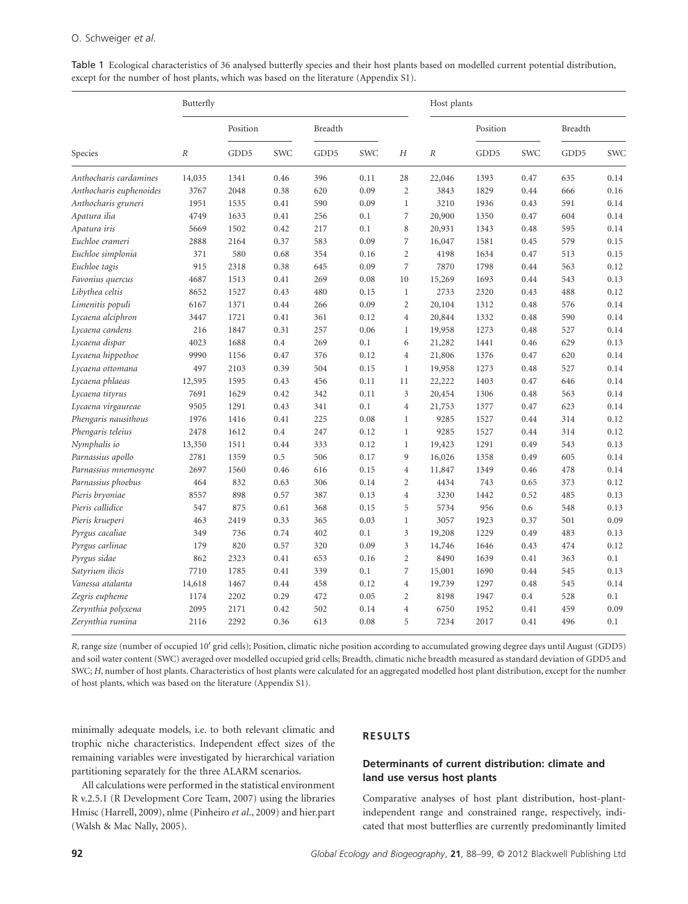Table 1 Ecological characteristics of 36 analysed butterfly species and their host plants based on modelled current potential distribution, except for the number of host plants, which was based on the literature (Appendix S1).

| Species | Butterfly | | | | | | Host plants | | | | |
|---|---|---|---|---|---|---|---|---|---|---|---|
| | | Position | | Breadth | | | | Position | | Breadth | |
| | *R* | GDD5 | SWC | GDD5 | SWC | *H* | *R* | GDD5 | SWC | GDD5 | SWC |
| *Anthocharis cardamines* | 14,035 | 1341 | 0.46 | 396 | 0.11 | 28 | 22,046 | 1393 | 0.47 | 635 | 0.14 |
| *Anthocharis euphenoides* | 3767 | 2048 | 0.38 | 620 | 0.09 | 2 | 3843 | 1829 | 0.44 | 666 | 0.16 |
| *Anthocharis gruneri* | 1951 | 1535 | 0.41 | 590 | 0.09 | 1 | 3210 | 1936 | 0.43 | 591 | 0.14 |
| *Apatura ilia* | 4749 | 1633 | 0.41 | 256 | 0.1 | 7 | 20,900 | 1350 | 0.47 | 604 | 0.14 |
| *Apatura iris* | 5669 | 1502 | 0.42 | 217 | 0.1 | 8 | 20,931 | 1343 | 0.48 | 595 | 0.14 |
| *Euchloe crameri* | 2888 | 2164 | 0.37 | 583 | 0.09 | 7 | 16,047 | 1581 | 0.45 | 579 | 0.15 |
| *Euchloe simplonia* | 371 | 580 | 0.68 | 354 | 0.16 | 2 | 4198 | 1634 | 0.47 | 513 | 0.15 |
| *Euchloe tagis* | 915 | 2318 | 0.38 | 645 | 0.09 | 7 | 7870 | 1798 | 0.44 | 563 | 0.12 |
| *Favonius quercus* | 4687 | 1513 | 0.41 | 269 | 0.08 | 10 | 15,269 | 1693 | 0.44 | 543 | 0.13 |
| *Libythea celtis* | 8652 | 1527 | 0.43 | 480 | 0.15 | 1 | 2733 | 2320 | 0.43 | 488 | 0.12 |
| *Limenitis populi* | 6167 | 1371 | 0.44 | 266 | 0.09 | 2 | 20,104 | 1312 | 0.48 | 576 | 0.14 |
| *Lycaena alciphron* | 3447 | 1721 | 0.41 | 361 | 0.12 | 4 | 20,844 | 1332 | 0.48 | 590 | 0.14 |
| *Lycaena candens* | 216 | 1847 | 0.31 | 257 | 0.06 | 1 | 19,958 | 1273 | 0.48 | 527 | 0.14 |
| *Lycaena dispar* | 4023 | 1688 | 0.4 | 269 | 0.1 | 6 | 21,282 | 1441 | 0.46 | 629 | 0.13 |
| *Lycaena hippothoe* | 9990 | 1156 | 0.47 | 376 | 0.12 | 4 | 21,806 | 1376 | 0.47 | 620 | 0.14 |
| *Lycaena ottomana* | 497 | 2103 | 0.39 | 504 | 0.15 | 1 | 19,958 | 1273 | 0.48 | 527 | 0.14 |
| *Lycaena phlaeas* | 12,595 | 1595 | 0.43 | 456 | 0.11 | 11 | 22,222 | 1403 | 0.47 | 646 | 0.14 |
| *Lycaena tityrus* | 7691 | 1629 | 0.42 | 342 | 0.11 | 3 | 20,454 | 1306 | 0.48 | 563 | 0.14 |
| *Lycaena virgaureae* | 9505 | 1291 | 0.43 | 341 | 0.1 | 4 | 21,753 | 1377 | 0.47 | 623 | 0.14 |
| *Phengaris nausithous* | 1976 | 1416 | 0.41 | 225 | 0.08 | 1 | 9285 | 1527 | 0.44 | 314 | 0.12 |
| *Phengaris teleius* | 2478 | 1612 | 0.4 | 247 | 0.12 | 1 | 9285 | 1527 | 0.44 | 314 | 0.12 |
| *Nymphalis io* | 13,350 | 1511 | 0.44 | 333 | 0.12 | 1 | 19,423 | 1291 | 0.49 | 543 | 0.13 |
| *Parnassius apollo* | 2781 | 1359 | 0.5 | 506 | 0.17 | 9 | 16,026 | 1358 | 0.49 | 605 | 0.14 |
| *Parnassius mnemosyne* | 2697 | 1560 | 0.46 | 616 | 0.15 | 4 | 11,847 | 1349 | 0.46 | 478 | 0.14 |
| *Parnassius phoebus* | 464 | 832 | 0.63 | 306 | 0.14 | 2 | 4434 | 743 | 0.65 | 373 | 0.12 |
| *Pieris bryoniae* | 8557 | 898 | 0.57 | 387 | 0.13 | 4 | 3230 | 1442 | 0.52 | 485 | 0.13 |
| *Pieris callidice* | 547 | 875 | 0.61 | 368 | 0.15 | 5 | 5734 | 956 | 0.6 | 548 | 0.13 |
| *Pieris krueperi* | 463 | 2419 | 0.33 | 365 | 0.03 | 1 | 3057 | 1923 | 0.37 | 501 | 0.09 |
| *Pyrgus cacaliae* | 349 | 736 | 0.74 | 402 | 0.1 | 3 | 19,208 | 1229 | 0.49 | 483 | 0.13 |
| *Pyrgus carlinae* | 179 | 820 | 0.57 | 320 | 0.09 | 3 | 14,746 | 1646 | 0.43 | 474 | 0.12 |
| *Pyrgus sidae* | 862 | 2323 | 0.41 | 653 | 0.16 | 2 | 8490 | 1639 | 0.41 | 363 | 0.1 |
| *Satyrium ilicis* | 7710 | 1785 | 0.41 | 339 | 0.1 | 7 | 15,001 | 1690 | 0.44 | 545 | 0.13 |
| *Vanessa atalanta* | 14,618 | 1467 | 0.44 | 458 | 0.12 | 4 | 19,739 | 1297 | 0.48 | 545 | 0.14 |
| *Zegris eupheme* | 1174 | 2202 | 0.29 | 472 | 0.05 | 2 | 8198 | 1947 | 0.4 | 528 | 0.1 |
| *Zerynthia polyxena* | 2095 | 2171 | 0.42 | 502 | 0.14 | 4 | 6750 | 1952 | 0.41 | 459 | 0.09 |
| *Zerynthia rumina* | 2116 | 2292 | 0.36 | 613 | 0.08 | 5 | 7234 | 2017 | 0.41 | 496 | 0.1 |

*R*, range size (number of occupied 10′ grid cells); Position, climatic niche position according to accumulated growing degree days until August (GDD5) and soil water content (SWC) averaged over modelled occupied grid cells; Breadth, climatic niche breadth measured as standard deviation of GDD5 and SWC; *H*, number of host plants. Characteristics of host plants were calculated for an aggregated modelled host plant distribution, except for the number of host plants, which was based on the literature (Appendix S1).

minimally adequate models, i.e. to both relevant climatic and trophic niche characteristics. Independent effect sizes of the remaining variables were investigated by hierarchical variation partitioning separately for the three ALARM scenarios.

All calculations were performed in the statistical environment R v.2.5.1 (R Development Core Team, 2007) using the libraries Hmisc (Harrell, 2009), nlme (Pinheiro *et al.*, 2009) and hier.part (Walsh & Mac Nally, 2005).

## RESULTS

### Determinants of current distribution: climate and land use versus host plants

Comparative analyses of host plant distribution, host-plant-independent range and constrained range, respectively, indicated that most butterflies are currently predominantly limited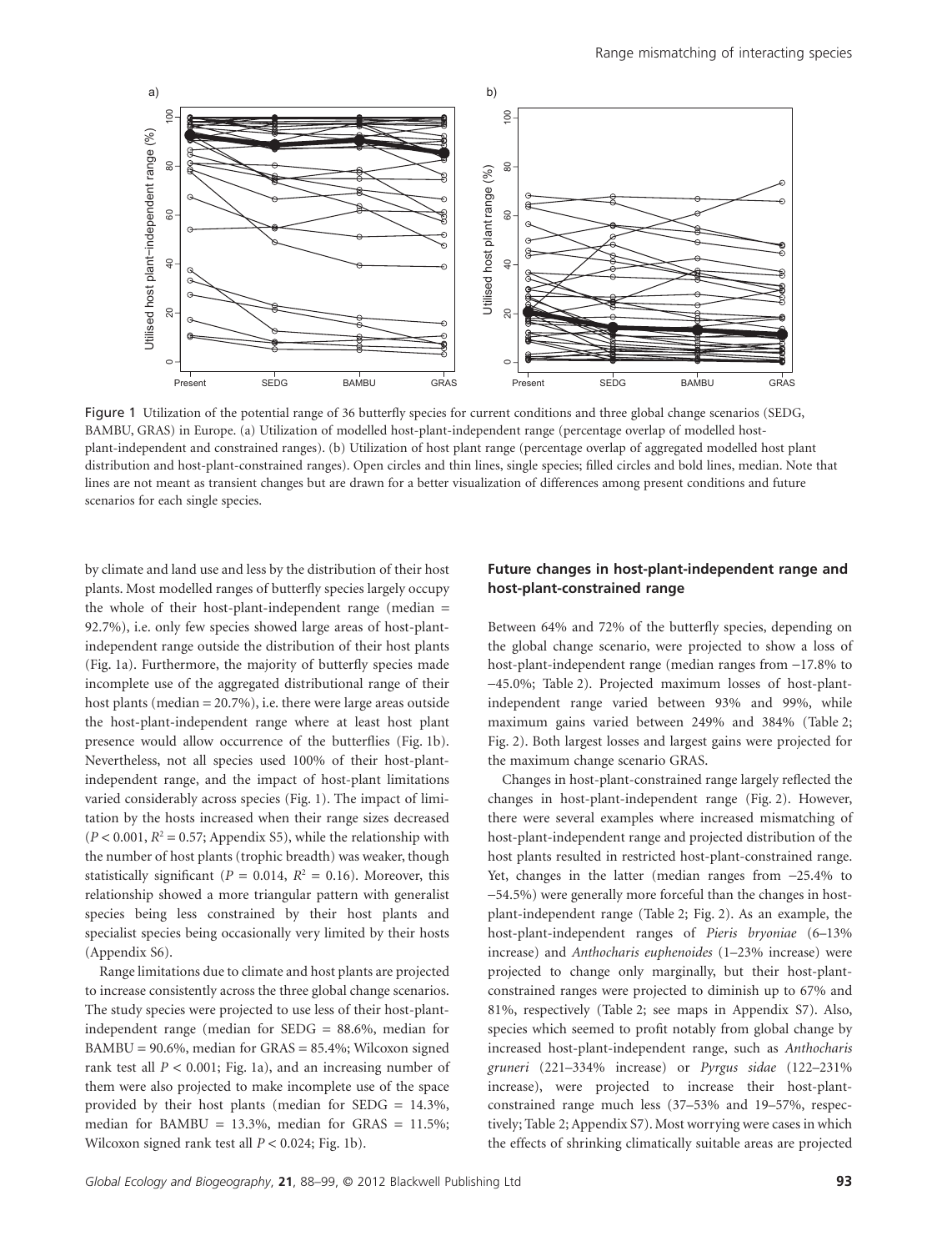Figure 1 Utilization of the potential range of 36 butterfly species for current conditions and three global change scenarios (SEDG, BAMBU, GRAS) in Europe. (a) Utilization of modelled host-plant-independent range (percentage overlap of modelled host-plant-independent and constrained ranges). (b) Utilization of host plant range (percentage overlap of aggregated modelled host plant distribution and host-plant-constrained ranges). Open circles and thin lines, single species; filled circles and bold lines, median. Note that lines are not meant as transient changes but are drawn for a better visualization of differences among present conditions and future scenarios for each single species.

by climate and land use and less by the distribution of their host plants. Most modelled ranges of butterfly species largely occupy the whole of their host-plant-independent range (median = 92.7%), i.e. only few species showed large areas of host-plant-independent range outside the distribution of their host plants (Fig. 1a). Furthermore, the majority of butterfly species made incomplete use of the aggregated distributional range of their host plants (median = 20.7%), i.e. there were large areas outside the host-plant-independent range where at least host plant presence would allow occurrence of the butterflies (Fig. 1b). Nevertheless, not all species used 100% of their host-plant-independent range, and the impact of host-plant limitations varied considerably across species (Fig. 1). The impact of limitation by the hosts increased when their range sizes decreased ($P < 0.001$, $R^2 = 0.57$; Appendix S5), while the relationship with the number of host plants (trophic breadth) was weaker, though statistically significant ($P = 0.014$, $R^2 = 0.16$). Moreover, this relationship showed a more triangular pattern with generalist species being less constrained by their host plants and specialist species being occasionally very limited by their hosts (Appendix S6).

Range limitations due to climate and host plants are projected to increase consistently across the three global change scenarios. The study species were projected to use less of their host-plant-independent range (median for SEDG = 88.6%, median for BAMBU = 90.6%, median for GRAS = 85.4%; Wilcoxon signed rank test all $P < 0.001$; Fig. 1a), and an increasing number of them were also projected to make incomplete use of the space provided by their host plants (median for SEDG = 14.3%, median for BAMBU = 13.3%, median for GRAS = 11.5%; Wilcoxon signed rank test all $P < 0.024$; Fig. 1b).

### Future changes in host-plant-independent range and host-plant-constrained range

Between 64% and 72% of the butterfly species, depending on the global change scenario, were projected to show a loss of host-plant-independent range (median ranges from −17.8% to −45.0%; Table 2). Projected maximum losses of host-plant-independent range varied between 93% and 99%, while maximum gains varied between 249% and 384% (Table 2; Fig. 2). Both largest losses and largest gains were projected for the maximum change scenario GRAS.

Changes in host-plant-constrained range largely reflected the changes in host-plant-independent range (Fig. 2). However, there were several examples where increased mismatching of host-plant-independent range and projected distribution of the host plants resulted in restricted host-plant-constrained range. Yet, changes in the latter (median ranges from −25.4% to −54.5%) were generally more forceful than the changes in host-plant-independent range (Table 2; Fig. 2). As an example, the host-plant-independent ranges of *Pieris bryoniae* (6–13% increase) and *Anthocharis euphenoides* (1–23% increase) were projected to change only marginally, but their host-plant-constrained ranges were projected to diminish up to 67% and 81%, respectively (Table 2; see maps in Appendix S7). Also, species which seemed to profit notably from global change by increased host-plant-independent range, such as *Anthocharis gruneri* (221–334% increase) or *Pyrgus sidae* (122–231% increase), were projected to increase their host-plant-constrained range much less (37–53% and 19–57%, respectively; Table 2; Appendix S7). Most worrying were cases in which the effects of shrinking climatically suitable areas are projected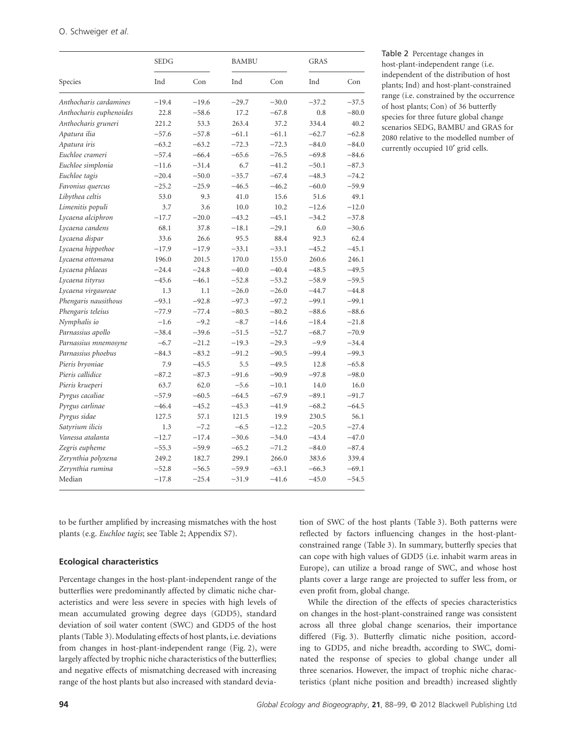Table 2 Percentage changes in host-plant-independent range (i.e. independent of the distribution of host plants; Ind) and host-plant-constrained range (i.e. constrained by the occurrence of host plants; Con) of 36 butterfly species for three future global change scenarios SEDG, BAMBU and GRAS for 2080 relative to the modelled number of currently occupied 10′ grid cells.

| Species | SEDG | | BAMBU | | GRAS | |
|---|---|---|---|---|---|---|
| | Ind | Con | Ind | Con | Ind | Con |
| *Anthocharis cardamines* | −19.4 | −19.6 | −29.7 | −30.0 | −37.2 | −37.5 |
| *Anthocharis euphenoides* | 22.8 | −58.6 | 17.2 | −67.8 | 0.8 | −80.0 |
| *Anthocharis gruneri* | 221.2 | 53.3 | 263.4 | 37.2 | 334.4 | 40.2 |
| *Apatura ilia* | −57.6 | −57.8 | −61.1 | −61.1 | −62.7 | −62.8 |
| *Apatura iris* | −63.2 | −63.2 | −72.3 | −72.3 | −84.0 | −84.0 |
| *Euchloe crameri* | −57.4 | −66.4 | −65.6 | −76.5 | −69.8 | −84.6 |
| *Euchloe simplonia* | −11.6 | −31.4 | 6.7 | −41.2 | −50.1 | −87.3 |
| *Euchloe tagis* | −20.4 | −50.0 | −35.7 | −67.4 | −48.3 | −74.2 |
| *Favonius quercus* | −25.2 | −25.9 | −46.5 | −46.2 | −60.0 | −59.9 |
| *Libythea celtis* | 53.0 | 9.3 | 41.0 | 15.6 | 51.6 | 49.1 |
| *Limenitis populi* | 3.7 | 3.6 | 10.0 | 10.2 | −12.6 | −12.0 |
| *Lycaena alciphron* | −17.7 | −20.0 | −43.2 | −45.1 | −34.2 | −37.8 |
| *Lycaena candens* | 68.1 | 37.8 | −18.1 | −29.1 | 6.0 | −30.6 |
| *Lycaena dispar* | 33.6 | 26.6 | 95.5 | 88.4 | 92.3 | 62.4 |
| *Lycaena hippothoe* | −17.9 | −17.9 | −33.1 | −33.1 | −45.2 | −45.1 |
| *Lycaena ottomana* | 196.0 | 201.5 | 170.0 | 155.0 | 260.6 | 246.1 |
| *Lycaena phlaeas* | −24.4 | −24.8 | −40.0 | −40.4 | −48.5 | −49.5 |
| *Lycaena tityrus* | −45.6 | −46.1 | −52.8 | −53.2 | −58.9 | −59.5 |
| *Lycaena virgaureae* | 1.3 | 1.1 | −26.0 | −26.0 | −44.7 | −44.8 |
| *Phengaris nausithous* | −93.1 | −92.8 | −97.3 | −97.2 | −99.1 | −99.1 |
| *Phengaris teleius* | −77.9 | −77.4 | −80.5 | −80.2 | −88.6 | −88.6 |
| *Nymphalis io* | −1.6 | −9.2 | −8.7 | −14.6 | −18.4 | −21.8 |
| *Parnassius apollo* | −38.4 | −39.6 | −51.5 | −52.7 | −68.7 | −70.9 |
| *Parnassius mnemosyne* | −6.7 | −21.2 | −19.3 | −29.3 | −9.9 | −34.4 |
| *Parnassius phoebus* | −84.3 | −83.2 | −91.2 | −90.5 | −99.4 | −99.3 |
| *Pieris bryoniae* | 7.9 | −45.5 | 5.5 | −49.5 | 12.8 | −65.8 |
| *Pieris callidice* | −87.2 | −87.3 | −91.6 | −90.9 | −97.8 | −98.0 |
| *Pieris krueperi* | 63.7 | 62.0 | −5.6 | −10.1 | 14.0 | 16.0 |
| *Pyrgus cacaliae* | −57.9 | −60.5 | −64.5 | −67.9 | −89.1 | −91.7 |
| *Pyrgus carlinae* | −46.4 | −45.2 | −45.3 | −41.9 | −68.2 | −64.5 |
| *Pyrgus sidae* | 127.5 | 57.1 | 121.5 | 19.9 | 230.5 | 56.1 |
| *Satyrium ilicis* | 1.3 | −7.2 | −6.5 | −12.2 | −20.5 | −27.4 |
| *Vanessa atalanta* | −12.7 | −17.4 | −30.6 | −34.0 | −43.4 | −47.0 |
| *Zegris eupheme* | −55.3 | −59.9 | −65.2 | −71.2 | −84.0 | −87.4 |
| *Zerynthia polyxena* | 249.2 | 182.7 | 299.1 | 266.0 | 383.6 | 339.4 |
| *Zerynthia rumina* | −52.8 | −56.5 | −59.9 | −63.1 | −66.3 | −69.1 |
| Median | −17.8 | −25.4 | −31.9 | −41.6 | −45.0 | −54.5 |

to be further amplified by increasing mismatches with the host plants (e.g. *Euchloe tagis*; see Table 2; Appendix S7).

### Ecological characteristics

Percentage changes in the host-plant-independent range of the butterflies were predominantly affected by climatic niche characteristics and were less severe in species with high levels of mean accumulated growing degree days (GDD5), standard deviation of soil water content (SWC) and GDD5 of the host plants (Table 3). Modulating effects of host plants, i.e. deviations from changes in host-plant-independent range (Fig. 2), were largely affected by trophic niche characteristics of the butterflies; and negative effects of mismatching decreased with increasing range of the host plants but also increased with standard deviation of SWC of the host plants (Table 3). Both patterns were reflected by factors influencing changes in the host-plant-constrained range (Table 3). In summary, butterfly species that can cope with high values of GDD5 (i.e. inhabit warm areas in Europe), can utilize a broad range of SWC, and whose host plants cover a large range are projected to suffer less from, or even profit from, global change.

While the direction of the effects of species characteristics on changes in the host-plant-constrained range was consistent across all three global change scenarios, their importance differed (Fig. 3). Butterfly climatic niche position, according to GDD5, and niche breadth, according to SWC, dominated the response of species to global change under all three scenarios. However, the impact of trophic niche characteristics (plant niche position and breadth) increased slightly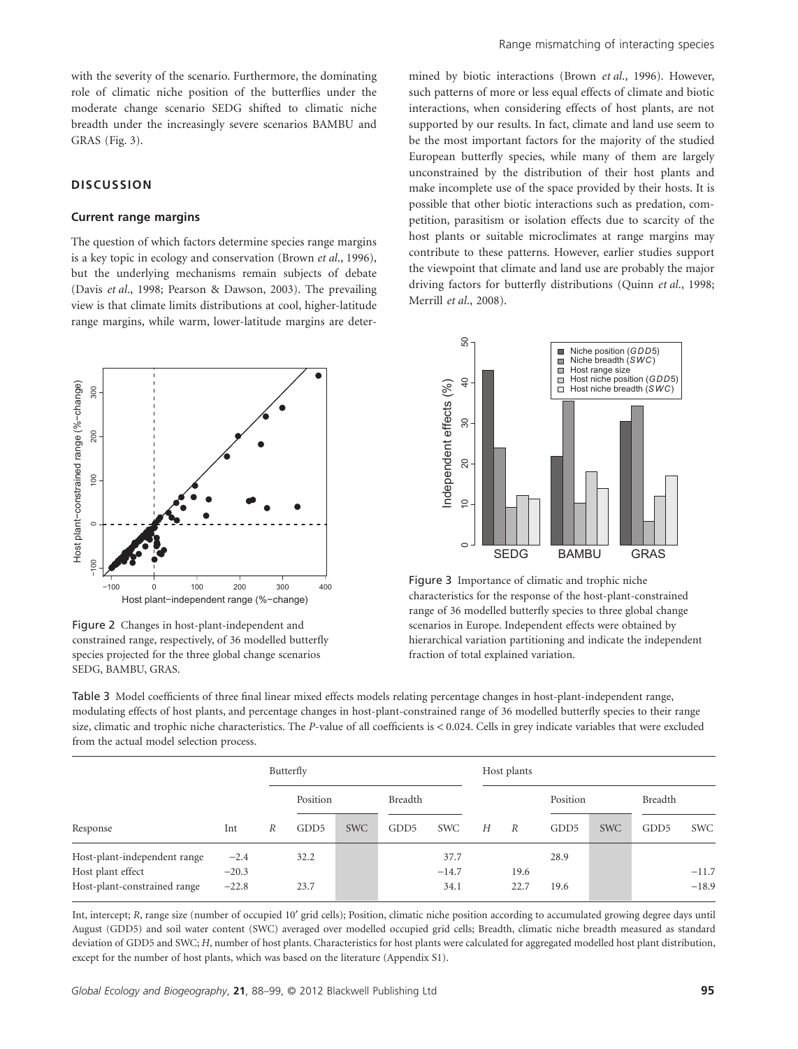with the severity of the scenario. Furthermore, the dominating role of climatic niche position of the butterflies under the moderate change scenario SEDG shifted to climatic niche breadth under the increasingly severe scenarios BAMBU and GRAS (Fig. 3).

## DISCUSSION

### Current range margins

The question of which factors determine species range margins is a key topic in ecology and conservation (Brown *et al*., 1996), but the underlying mechanisms remain subjects of debate (Davis *et al*., 1998; Pearson & Dawson, 2003). The prevailing view is that climate limits distributions at cool, higher-latitude range margins, while warm, lower-latitude margins are determined by biotic interactions (Brown *et al*., 1996). However, such patterns of more or less equal effects of climate and biotic interactions, when considering effects of host plants, are not supported by our results. In fact, climate and land use seem to be the most important factors for the majority of the studied European butterfly species, while many of them are largely unconstrained by the distribution of their host plants and make incomplete use of the space provided by their hosts. It is possible that other biotic interactions such as predation, competition, parasitism or isolation effects due to scarcity of the host plants or suitable microclimates at range margins may contribute to these patterns. However, earlier studies support the viewpoint that climate and land use are probably the major driving factors for butterfly distributions (Quinn *et al*., 1998; Merrill *et al*., 2008).

Figure 2 Changes in host-plant-independent and constrained range, respectively, of 36 modelled butterfly species projected for the three global change scenarios SEDG, BAMBU, GRAS.

Figure 3 Importance of climatic and trophic niche characteristics for the response of the host-plant-constrained range of 36 modelled butterfly species to three global change scenarios in Europe. Independent effects were obtained by hierarchical variation partitioning and indicate the independent fraction of total explained variation.

Table 3 Model coefficients of three final linear mixed effects models relating percentage changes in host-plant-independent range, modulating effects of host plants, and percentage changes in host-plant-constrained range of 36 modelled butterfly species to their range size, climatic and trophic niche characteristics. The *P*-value of all coefficients is < 0.024. Cells in grey indicate variables that were excluded from the actual model selection process.

| | | Butterfly | | | | | Host plants | | | | | |
|---|---|---|---|---|---|---|---|---|---|---|---|---|
| | | | Position | | Breadth | | | | Position | | Breadth | |
| Response | Int | *R* | GDD5 | SWC | GDD5 | SWC | *H* | *R* | GDD5 | SWC | GDD5 | SWC |
| Host-plant-independent range | −2.4 | | 32.2 | | | 37.7 | | | 28.9 | | | |
| Host plant effect | −20.3 | | | | | −14.7 | | 19.6 | | | | −11.7 |
| Host-plant-constrained range | −22.8 | | 23.7 | | | 34.1 | | 22.7 | 19.6 | | | −18.9 |

Int, intercept; *R*, range size (number of occupied 10′ grid cells); Position, climatic niche position according to accumulated growing degree days until August (GDD5) and soil water content (SWC) averaged over modelled occupied grid cells; Breadth, climatic niche breadth measured as standard deviation of GDD5 and SWC; *H*, number of host plants. Characteristics for host plants were calculated for aggregated modelled host plant distribution, except for the number of host plants, which was based on the literature (Appendix S1).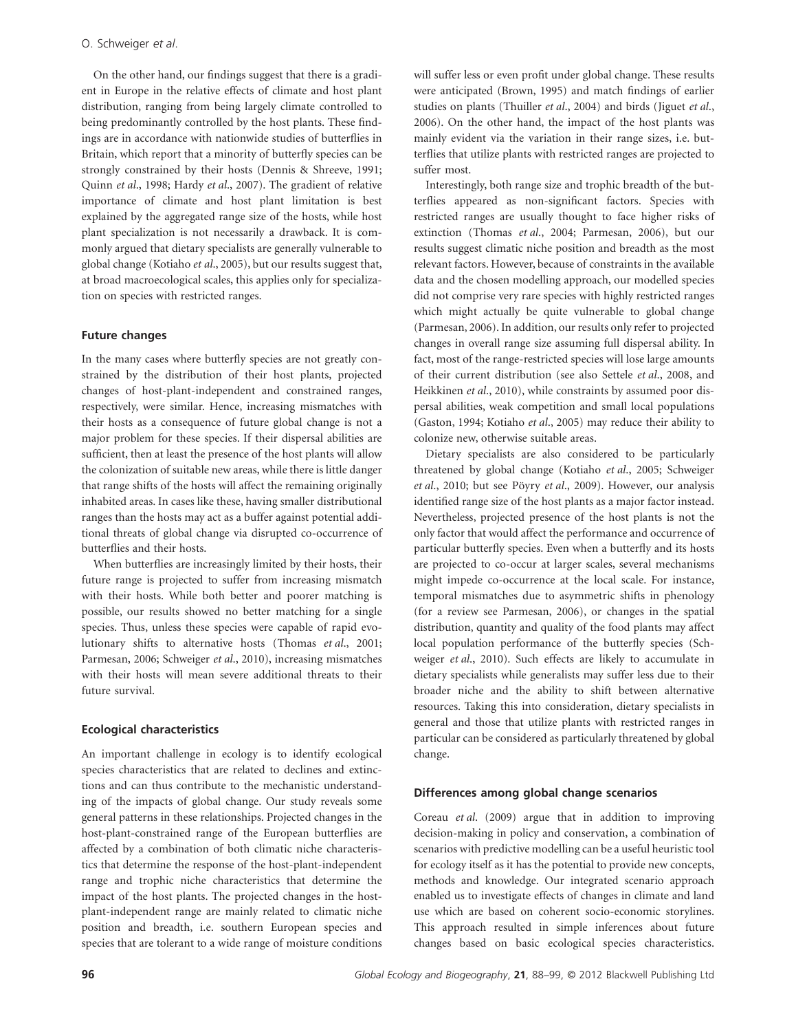On the other hand, our findings suggest that there is a gradient in Europe in the relative effects of climate and host plant distribution, ranging from being largely climate controlled to being predominantly controlled by the host plants. These findings are in accordance with nationwide studies of butterflies in Britain, which report that a minority of butterfly species can be strongly constrained by their hosts (Dennis & Shreeve, 1991; Quinn *et al*., 1998; Hardy *et al*., 2007). The gradient of relative importance of climate and host plant limitation is best explained by the aggregated range size of the hosts, while host plant specialization is not necessarily a drawback. It is commonly argued that dietary specialists are generally vulnerable to global change (Kotiaho *et al*., 2005), but our results suggest that, at broad macroecological scales, this applies only for specialization on species with restricted ranges.

### Future changes

In the many cases where butterfly species are not greatly constrained by the distribution of their host plants, projected changes of host-plant-independent and constrained ranges, respectively, were similar. Hence, increasing mismatches with their hosts as a consequence of future global change is not a major problem for these species. If their dispersal abilities are sufficient, then at least the presence of the host plants will allow the colonization of suitable new areas, while there is little danger that range shifts of the hosts will affect the remaining originally inhabited areas. In cases like these, having smaller distributional ranges than the hosts may act as a buffer against potential additional threats of global change via disrupted co-occurrence of butterflies and their hosts.

When butterflies are increasingly limited by their hosts, their future range is projected to suffer from increasing mismatch with their hosts. While both better and poorer matching is possible, our results showed no better matching for a single species. Thus, unless these species were capable of rapid evolutionary shifts to alternative hosts (Thomas *et al*., 2001; Parmesan, 2006; Schweiger *et al*., 2010), increasing mismatches with their hosts will mean severe additional threats to their future survival.

### Ecological characteristics

An important challenge in ecology is to identify ecological species characteristics that are related to declines and extinctions and can thus contribute to the mechanistic understanding of the impacts of global change. Our study reveals some general patterns in these relationships. Projected changes in the host-plant-constrained range of the European butterflies are affected by a combination of both climatic niche characteristics that determine the response of the host-plant-independent range and trophic niche characteristics that determine the impact of the host plants. The projected changes in the host-plant-independent range are mainly related to climatic niche position and breadth, i.e. southern European species and species that are tolerant to a wide range of moisture conditions will suffer less or even profit under global change. These results were anticipated (Brown, 1995) and match findings of earlier studies on plants (Thuiller *et al*., 2004) and birds (Jiguet *et al*., 2006). On the other hand, the impact of the host plants was mainly evident via the variation in their range sizes, i.e. butterflies that utilize plants with restricted ranges are projected to suffer most.

Interestingly, both range size and trophic breadth of the butterflies appeared as non-significant factors. Species with restricted ranges are usually thought to face higher risks of extinction (Thomas *et al*., 2004; Parmesan, 2006), but our results suggest climatic niche position and breadth as the most relevant factors. However, because of constraints in the available data and the chosen modelling approach, our modelled species did not comprise very rare species with highly restricted ranges which might actually be quite vulnerable to global change (Parmesan, 2006). In addition, our results only refer to projected changes in overall range size assuming full dispersal ability. In fact, most of the range-restricted species will lose large amounts of their current distribution (see also Settele *et al*., 2008, and Heikkinen *et al*., 2010), while constraints by assumed poor dispersal abilities, weak competition and small local populations (Gaston, 1994; Kotiaho *et al*., 2005) may reduce their ability to colonize new, otherwise suitable areas.

Dietary specialists are also considered to be particularly threatened by global change (Kotiaho *et al*., 2005; Schweiger *et al*., 2010; but see Pöyry *et al*., 2009). However, our analysis identified range size of the host plants as a major factor instead. Nevertheless, projected presence of the host plants is not the only factor that would affect the performance and occurrence of particular butterfly species. Even when a butterfly and its hosts are projected to co-occur at larger scales, several mechanisms might impede co-occurrence at the local scale. For instance, temporal mismatches due to asymmetric shifts in phenology (for a review see Parmesan, 2006), or changes in the spatial distribution, quantity and quality of the food plants may affect local population performance of the butterfly species (Schweiger *et al*., 2010). Such effects are likely to accumulate in dietary specialists while generalists may suffer less due to their broader niche and the ability to shift between alternative resources. Taking this into consideration, dietary specialists in general and those that utilize plants with restricted ranges in particular can be considered as particularly threatened by global change.

### Differences among global change scenarios

Coreau *et al*. (2009) argue that in addition to improving decision-making in policy and conservation, a combination of scenarios with predictive modelling can be a useful heuristic tool for ecology itself as it has the potential to provide new concepts, methods and knowledge. Our integrated scenario approach enabled us to investigate effects of changes in climate and land use which are based on coherent socio-economic storylines. This approach resulted in simple inferences about future changes based on basic ecological species characteristics.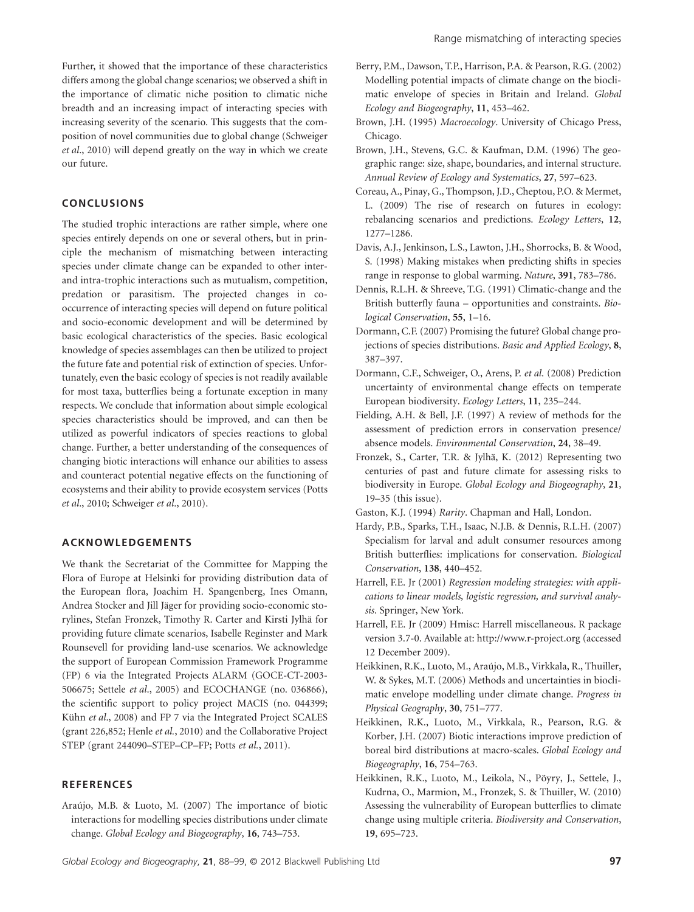Further, it showed that the importance of these characteristics differs among the global change scenarios; we observed a shift in the importance of climatic niche position to climatic niche breadth and an increasing impact of interacting species with increasing severity of the scenario. This suggests that the composition of novel communities due to global change (Schweiger *et al.*, 2010) will depend greatly on the way in which we create our future.

## CONCLUSIONS

The studied trophic interactions are rather simple, where one species entirely depends on one or several others, but in principle the mechanism of mismatching between interacting species under climate change can be expanded to other inter- and intra-trophic interactions such as mutualism, competition, predation or parasitism. The projected changes in co-occurrence of interacting species will depend on future political and socio-economic development and will be determined by basic ecological characteristics of the species. Basic ecological knowledge of species assemblages can then be utilized to project the future fate and potential risk of extinction of species. Unfortunately, even the basic ecology of species is not readily available for most taxa, butterflies being a fortunate exception in many respects. We conclude that information about simple ecological species characteristics should be improved, and can then be utilized as powerful indicators of species reactions to global change. Further, a better understanding of the consequences of changing biotic interactions will enhance our abilities to assess and counteract potential negative effects on the functioning of ecosystems and their ability to provide ecosystem services (Potts *et al.*, 2010; Schweiger *et al.*, 2010).

## ACKNOWLEDGEMENTS

We thank the Secretariat of the Committee for Mapping the Flora of Europe at Helsinki for providing distribution data of the European flora, Joachim H. Spangenberg, Ines Omann, Andrea Stocker and Jill Jäger for providing socio-economic storylines, Stefan Fronzek, Timothy R. Carter and Kirsti Jylhä for providing future climate scenarios, Isabelle Reginster and Mark Rounsevell for providing land-use scenarios. We acknowledge the support of European Commission Framework Programme (FP) 6 via the Integrated Projects ALARM (GOCE-CT-2003-506675; Settele *et al.*, 2005) and ECOCHANGE (no. 036866), the scientific support to policy project MACIS (no. 044399; Kühn *et al.*, 2008) and FP 7 via the Integrated Project SCALES (grant 226,852; Henle *et al.*, 2010) and the Collaborative Project STEP (grant 244090–STEP–CP–FP; Potts *et al.*, 2011).

## REFERENCES

Araújo, M.B. & Luoto, M. (2007) The importance of biotic interactions for modelling species distributions under climate change. *Global Ecology and Biogeography*, **16**, 743–753.

Berry, P.M., Dawson, T.P., Harrison, P.A. & Pearson, R.G. (2002) Modelling potential impacts of climate change on the bioclimatic envelope of species in Britain and Ireland. *Global Ecology and Biogeography*, **11**, 453–462.

Brown, J.H. (1995) *Macroecology*. University of Chicago Press, Chicago.

Brown, J.H., Stevens, G.C. & Kaufman, D.M. (1996) The geographic range: size, shape, boundaries, and internal structure. *Annual Review of Ecology and Systematics*, **27**, 597–623.

Coreau, A., Pinay, G., Thompson, J.D., Cheptou, P.O. & Mermet, L. (2009) The rise of research on futures in ecology: rebalancing scenarios and predictions. *Ecology Letters*, **12**, 1277–1286.

Davis, A.J., Jenkinson, L.S., Lawton, J.H., Shorrocks, B. & Wood, S. (1998) Making mistakes when predicting shifts in species range in response to global warming. *Nature*, **391**, 783–786.

Dennis, R.L.H. & Shreeve, T.G. (1991) Climatic-change and the British butterfly fauna – opportunities and constraints. *Biological Conservation*, **55**, 1–16.

Dormann, C.F. (2007) Promising the future? Global change projections of species distributions. *Basic and Applied Ecology*, **8**, 387–397.

Dormann, C.F., Schweiger, O., Arens, P. *et al.* (2008) Prediction uncertainty of environmental change effects on temperate European biodiversity. *Ecology Letters*, **11**, 235–244.

Fielding, A.H. & Bell, J.F. (1997) A review of methods for the assessment of prediction errors in conservation presence/absence models. *Environmental Conservation*, **24**, 38–49.

Fronzek, S., Carter, T.R. & Jylhä, K. (2012) Representing two centuries of past and future climate for assessing risks to biodiversity in Europe. *Global Ecology and Biogeography*, **21**, 19–35 (this issue).

Gaston, K.J. (1994) *Rarity*. Chapman and Hall, London.

Hardy, P.B., Sparks, T.H., Isaac, N.J.B. & Dennis, R.L.H. (2007) Specialism for larval and adult consumer resources among British butterflies: implications for conservation. *Biological Conservation*, **138**, 440–452.

Harrell, F.E. Jr (2001) *Regression modeling strategies: with applications to linear models, logistic regression, and survival analysis*. Springer, New York.

Harrell, F.E. Jr (2009) Hmisc: Harrell miscellaneous. R package version 3.7-0. Available at: http://www.r-project.org (accessed 12 December 2009).

Heikkinen, R.K., Luoto, M., Araújo, M.B., Virkkala, R., Thuiller, W. & Sykes, M.T. (2006) Methods and uncertainties in bioclimatic envelope modelling under climate change. *Progress in Physical Geography*, **30**, 751–777.

Heikkinen, R.K., Luoto, M., Virkkala, R., Pearson, R.G. & Korber, J.H. (2007) Biotic interactions improve prediction of boreal bird distributions at macro-scales. *Global Ecology and Biogeography*, **16**, 754–763.

Heikkinen, R.K., Luoto, M., Leikola, N., Pöyry, J., Settele, J., Kudrna, O., Marmion, M., Fronzek, S. & Thuiller, W. (2010) Assessing the vulnerability of European butterflies to climate change using multiple criteria. *Biodiversity and Conservation*, **19**, 695–723.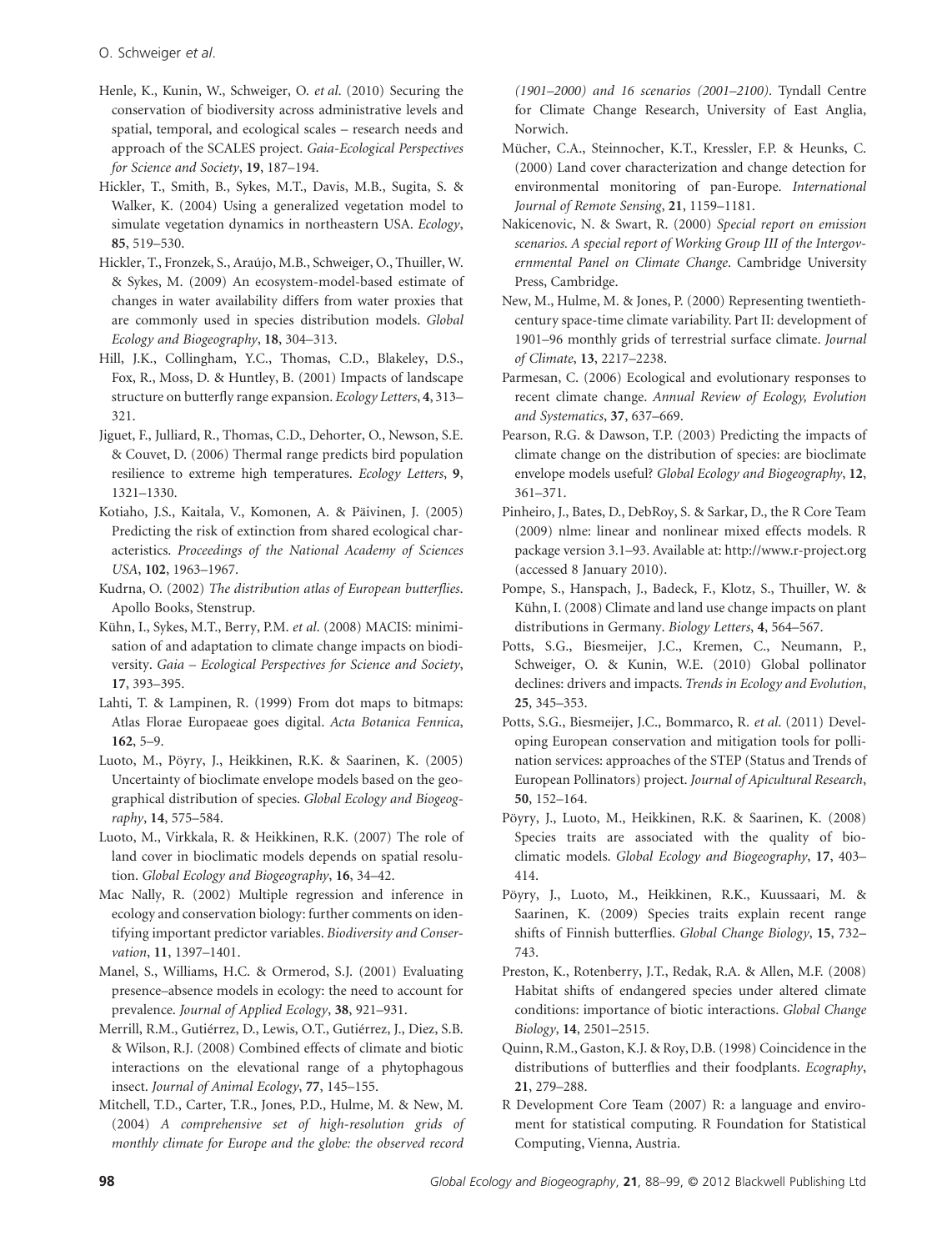Henle, K., Kunin, W., Schweiger, O. *et al.* (2010) Securing the conservation of biodiversity across administrative levels and spatial, temporal, and ecological scales – research needs and approach of the SCALES project. *Gaia-Ecological Perspectives for Science and Society*, **19**, 187–194.

Hickler, T., Smith, B., Sykes, M.T., Davis, M.B., Sugita, S. & Walker, K. (2004) Using a generalized vegetation model to simulate vegetation dynamics in northeastern USA. *Ecology*, **85**, 519–530.

Hickler, T., Fronzek, S., Araújo, M.B., Schweiger, O., Thuiller, W. & Sykes, M. (2009) An ecosystem-model-based estimate of changes in water availability differs from water proxies that are commonly used in species distribution models. *Global Ecology and Biogeography*, **18**, 304–313.

Hill, J.K., Collingham, Y.C., Thomas, C.D., Blakeley, D.S., Fox, R., Moss, D. & Huntley, B. (2001) Impacts of landscape structure on butterfly range expansion. *Ecology Letters*, **4**, 313–321.

Jiguet, F., Julliard, R., Thomas, C.D., Dehorter, O., Newson, S.E. & Couvet, D. (2006) Thermal range predicts bird population resilience to extreme high temperatures. *Ecology Letters*, **9**, 1321–1330.

Kotiaho, J.S., Kaitala, V., Komonen, A. & Päivinen, J. (2005) Predicting the risk of extinction from shared ecological characteristics. *Proceedings of the National Academy of Sciences USA*, **102**, 1963–1967.

Kudrna, O. (2002) *The distribution atlas of European butterflies*. Apollo Books, Stenstrup.

Kühn, I., Sykes, M.T., Berry, P.M. *et al.* (2008) MACIS: minimisation of and adaptation to climate change impacts on biodiversity. *Gaia – Ecological Perspectives for Science and Society*, **17**, 393–395.

Lahti, T. & Lampinen, R. (1999) From dot maps to bitmaps: Atlas Florae Europaeae goes digital. *Acta Botanica Fennica*, **162**, 5–9.

Luoto, M., Pöyry, J., Heikkinen, R.K. & Saarinen, K. (2005) Uncertainty of bioclimate envelope models based on the geographical distribution of species. *Global Ecology and Biogeography*, **14**, 575–584.

Luoto, M., Virkkala, R. & Heikkinen, R.K. (2007) The role of land cover in bioclimatic models depends on spatial resolution. *Global Ecology and Biogeography*, **16**, 34–42.

Mac Nally, R. (2002) Multiple regression and inference in ecology and conservation biology: further comments on identifying important predictor variables. *Biodiversity and Conservation*, **11**, 1397–1401.

Manel, S., Williams, H.C. & Ormerod, S.J. (2001) Evaluating presence–absence models in ecology: the need to account for prevalence. *Journal of Applied Ecology*, **38**, 921–931.

Merrill, R.M., Gutiérrez, D., Lewis, O.T., Gutiérrez, J., Diez, S.B. & Wilson, R.J. (2008) Combined effects of climate and biotic interactions on the elevational range of a phytophagous insect. *Journal of Animal Ecology*, **77**, 145–155.

Mitchell, T.D., Carter, T.R., Jones, P.D., Hulme, M. & New, M. (2004) *A comprehensive set of high-resolution grids of monthly climate for Europe and the globe: the observed record (1901–2000) and 16 scenarios (2001–2100)*. Tyndall Centre for Climate Change Research, University of East Anglia, Norwich.

Mücher, C.A., Steinnocher, K.T., Kressler, F.P. & Heunks, C. (2000) Land cover characterization and change detection for environmental monitoring of pan-Europe. *International Journal of Remote Sensing*, **21**, 1159–1181.

Nakicenovic, N. & Swart, R. (2000) *Special report on emission scenarios. A special report of Working Group III of the Intergovernmental Panel on Climate Change*. Cambridge University Press, Cambridge.

New, M., Hulme, M. & Jones, P. (2000) Representing twentieth-century space-time climate variability. Part II: development of 1901–96 monthly grids of terrestrial surface climate. *Journal of Climate*, **13**, 2217–2238.

Parmesan, C. (2006) Ecological and evolutionary responses to recent climate change. *Annual Review of Ecology, Evolution and Systematics*, **37**, 637–669.

Pearson, R.G. & Dawson, T.P. (2003) Predicting the impacts of climate change on the distribution of species: are bioclimate envelope models useful? *Global Ecology and Biogeography*, **12**, 361–371.

Pinheiro, J., Bates, D., DebRoy, S. & Sarkar, D., the R Core Team (2009) nlme: linear and nonlinear mixed effects models. R package version 3.1–93. Available at: http://www.r-project.org (accessed 8 January 2010).

Pompe, S., Hanspach, J., Badeck, F., Klotz, S., Thuiller, W. & Kühn, I. (2008) Climate and land use change impacts on plant distributions in Germany. *Biology Letters*, **4**, 564–567.

Potts, S.G., Biesmeijer, J.C., Kremen, C., Neumann, P., Schweiger, O. & Kunin, W.E. (2010) Global pollinator declines: drivers and impacts. *Trends in Ecology and Evolution*, **25**, 345–353.

Potts, S.G., Biesmeijer, J.C., Bommarco, R. *et al.* (2011) Developing European conservation and mitigation tools for pollination services: approaches of the STEP (Status and Trends of European Pollinators) project. *Journal of Apicultural Research*, **50**, 152–164.

Pöyry, J., Luoto, M., Heikkinen, R.K. & Saarinen, K. (2008) Species traits are associated with the quality of bioclimatic models. *Global Ecology and Biogeography*, **17**, 403–414.

Pöyry, J., Luoto, M., Heikkinen, R.K., Kuussaari, M. & Saarinen, K. (2009) Species traits explain recent range shifts of Finnish butterflies. *Global Change Biology*, **15**, 732–743.

Preston, K., Rotenberry, J.T., Redak, R.A. & Allen, M.F. (2008) Habitat shifts of endangered species under altered climate conditions: importance of biotic interactions. *Global Change Biology*, **14**, 2501–2515.

Quinn, R.M., Gaston, K.J. & Roy, D.B. (1998) Coincidence in the distributions of butterflies and their foodplants. *Ecography*, **21**, 279–288.

R Development Core Team (2007) R: a language and enviroment for statistical computing. R Foundation for Statistical Computing, Vienna, Austria.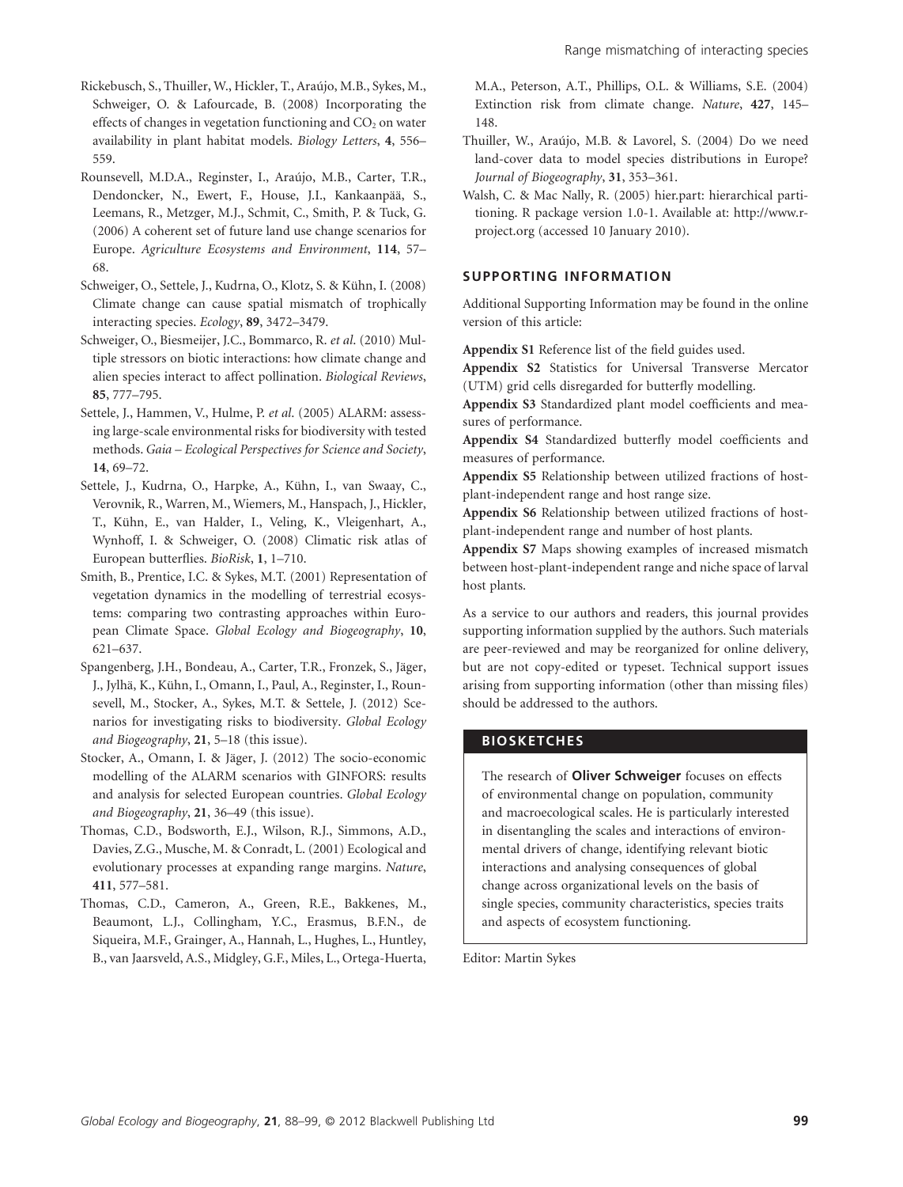Rickebusch, S., Thuiller, W., Hickler, T., Araújo, M.B., Sykes, M., Schweiger, O. & Lafourcade, B. (2008) Incorporating the effects of changes in vegetation functioning and $CO_2$ on water availability in plant habitat models. *Biology Letters*, **4**, 556–559.

Rounsevell, M.D.A., Reginster, I., Araújo, M.B., Carter, T.R., Dendoncker, N., Ewert, F., House, J.I., Kankaanpää, S., Leemans, R., Metzger, M.J., Schmit, C., Smith, P. & Tuck, G. (2006) A coherent set of future land use change scenarios for Europe. *Agriculture Ecosystems and Environment*, **114**, 57–68.

Schweiger, O., Settele, J., Kudrna, O., Klotz, S. & Kühn, I. (2008) Climate change can cause spatial mismatch of trophically interacting species. *Ecology*, **89**, 3472–3479.

Schweiger, O., Biesmeijer, J.C., Bommarco, R. *et al.* (2010) Multiple stressors on biotic interactions: how climate change and alien species interact to affect pollination. *Biological Reviews*, **85**, 777–795.

Settele, J., Hammen, V., Hulme, P. *et al.* (2005) ALARM: assessing large-scale environmental risks for biodiversity with tested methods. *Gaia – Ecological Perspectives for Science and Society*, **14**, 69–72.

Settele, J., Kudrna, O., Harpke, A., Kühn, I., van Swaay, C., Verovnik, R., Warren, M., Wiemers, M., Hanspach, J., Hickler, T., Kühn, E., van Halder, I., Veling, K., Vleigenhart, A., Wynhoff, I. & Schweiger, O. (2008) Climatic risk atlas of European butterflies. *BioRisk*, **1**, 1–710.

Smith, B., Prentice, I.C. & Sykes, M.T. (2001) Representation of vegetation dynamics in the modelling of terrestrial ecosystems: comparing two contrasting approaches within European Climate Space. *Global Ecology and Biogeography*, **10**, 621–637.

Spangenberg, J.H., Bondeau, A., Carter, T.R., Fronzek, S., Jäger, J., Jylhä, K., Kühn, I., Omann, I., Paul, A., Reginster, I., Rounsevell, M., Stocker, A., Sykes, M.T. & Settele, J. (2012) Scenarios for investigating risks to biodiversity. *Global Ecology and Biogeography*, **21**, 5–18 (this issue).

Stocker, A., Omann, I. & Jäger, J. (2012) The socio-economic modelling of the ALARM scenarios with GINFORS: results and analysis for selected European countries. *Global Ecology and Biogeography*, **21**, 36–49 (this issue).

Thomas, C.D., Bodsworth, E.J., Wilson, R.J., Simmons, A.D., Davies, Z.G., Musche, M. & Conradt, L. (2001) Ecological and evolutionary processes at expanding range margins. *Nature*, **411**, 577–581.

Thomas, C.D., Cameron, A., Green, R.E., Bakkenes, M., Beaumont, L.J., Collingham, Y.C., Erasmus, B.F.N., de Siqueira, M.F., Grainger, A., Hannah, L., Hughes, L., Huntley, B., van Jaarsveld, A.S., Midgley, G.F., Miles, L., Ortega-Huerta, M.A., Peterson, A.T., Phillips, O.L. & Williams, S.E. (2004) Extinction risk from climate change. *Nature*, **427**, 145–148.

Thuiller, W., Araújo, M.B. & Lavorel, S. (2004) Do we need land-cover data to model species distributions in Europe? *Journal of Biogeography*, **31**, 353–361.

Walsh, C. & Mac Nally, R. (2005) hier.part: hierarchical partitioning. R package version 1.0-1. Available at: http://www.r-project.org (accessed 10 January 2010).

## SUPPORTING INFORMATION

Additional Supporting Information may be found in the online version of this article:

**Appendix S1** Reference list of the field guides used.

**Appendix S2** Statistics for Universal Transverse Mercator (UTM) grid cells disregarded for butterfly modelling.

**Appendix S3** Standardized plant model coefficients and measures of performance.

**Appendix S4** Standardized butterfly model coefficients and measures of performance.

**Appendix S5** Relationship between utilized fractions of host-plant-independent range and host range size.

**Appendix S6** Relationship between utilized fractions of host-plant-independent range and number of host plants.

**Appendix S7** Maps showing examples of increased mismatch between host-plant-independent range and niche space of larval host plants.

As a service to our authors and readers, this journal provides supporting information supplied by the authors. Such materials are peer-reviewed and may be reorganized for online delivery, but are not copy-edited or typeset. Technical support issues arising from supporting information (other than missing files) should be addressed to the authors.

## BIOSKETCHES

The research of **Oliver Schweiger** focuses on effects of environmental change on population, community and macroecological scales. He is particularly interested in disentangling the scales and interactions of environmental drivers of change, identifying relevant biotic interactions and analysing consequences of global change across organizational levels on the basis of single species, community characteristics, species traits and aspects of ecosystem functioning.

Editor: Martin Sykes